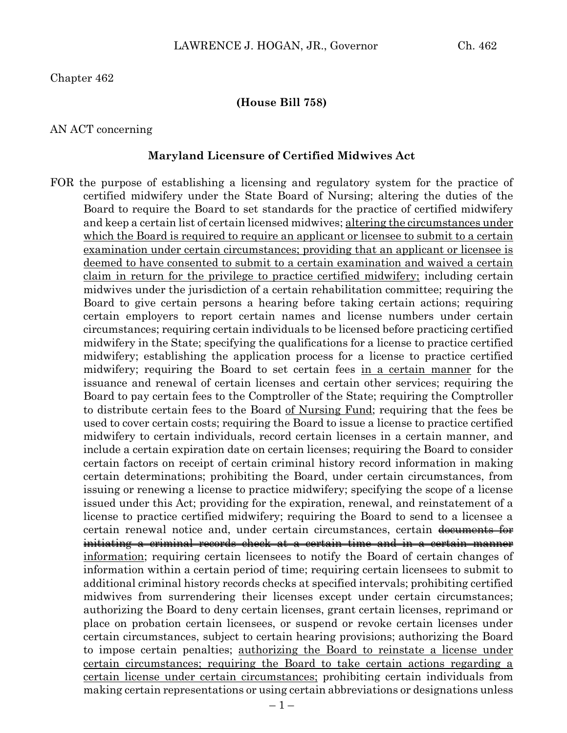Chapter 462

**(House Bill 758)**

AN ACT concerning

**Maryland Licensure of Certified Midwives Act**

FOR the purpose of establishing a licensing and regulatory system for the practice of certified midwifery under the State Board of Nursing; altering the duties of the Board to require the Board to set standards for the practice of certified midwifery and keep a certain list of certain licensed midwives; <u>altering the circumstances under which the Board is required to require an applicant or licensee to submit to a certain examination under certain circumstances; providing that an applicant or licensee is deemed to have consented to submit to a certain examination and waived a certain claim in return for the privilege to practice certified midwifery;</u> including certain midwives under the jurisdiction of a certain rehabilitation committee; requiring the Board to give certain persons a hearing before taking certain actions; requiring certain employers to report certain names and license numbers under certain circumstances; requiring certain individuals to be licensed before practicing certified midwifery in the State; specifying the qualifications for a license to practice certified midwifery; establishing the application process for a license to practice certified midwifery; requiring the Board to set certain fees <u>in a certain manner</u> for the issuance and renewal of certain licenses and certain other services; requiring the Board to pay certain fees to the Comptroller of the State; requiring the Comptroller to distribute certain fees to the Board <u>of Nursing Fund</u>; requiring that the fees be used to cover certain costs; requiring the Board to issue a license to practice certified midwifery to certain individuals, record certain licenses in a certain manner, and include a certain expiration date on certain licenses; requiring the Board to consider certain factors on receipt of certain criminal history record information in making certain determinations; prohibiting the Board, under certain circumstances, from issuing or renewing a license to practice midwifery; specifying the scope of a license issued under this Act; providing for the expiration, renewal, and reinstatement of a license to practice certified midwifery; requiring the Board to send to a licensee a certain renewal notice and, under certain circumstances, certain ~~documents for initiating a criminal records check at a certain time and in a certain manner~~ <u>information</u>; requiring certain licensees to notify the Board of certain changes of information within a certain period of time; requiring certain licensees to submit to additional criminal history records checks at specified intervals; prohibiting certified midwives from surrendering their licenses except under certain circumstances; authorizing the Board to deny certain licenses, grant certain licenses, reprimand or place on probation certain licensees, or suspend or revoke certain licenses under certain circumstances, subject to certain hearing provisions; authorizing the Board to impose certain penalties; <u>authorizing the Board to reinstate a license under certain circumstances; requiring the Board to take certain actions regarding a certain license under certain circumstances;</u> prohibiting certain individuals from making certain representations or using certain abbreviations or designations unless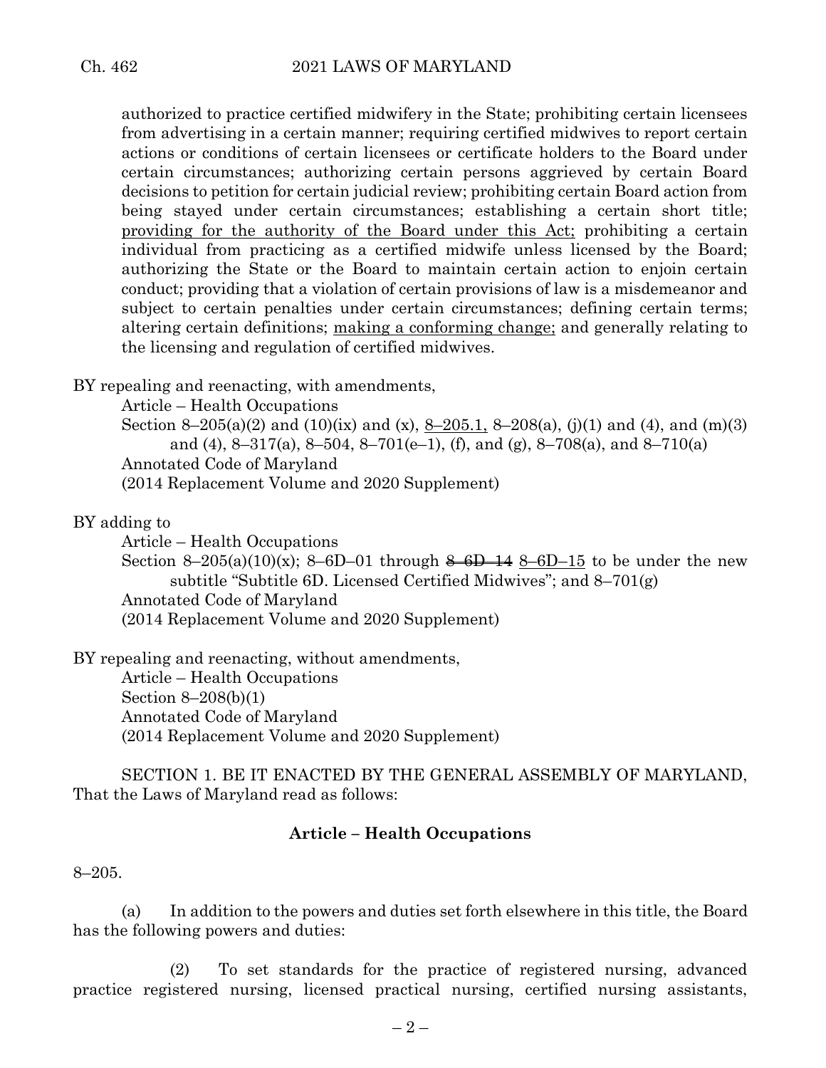authorized to practice certified midwifery in the State; prohibiting certain licensees from advertising in a certain manner; requiring certified midwives to report certain actions or conditions of certain licensees or certificate holders to the Board under certain circumstances; authorizing certain persons aggrieved by certain Board decisions to petition for certain judicial review; prohibiting certain Board action from being stayed under certain circumstances; establishing a certain short title; providing for the authority of the Board under this Act; prohibiting a certain individual from practicing as a certified midwife unless licensed by the Board; authorizing the State or the Board to maintain certain action to enjoin certain conduct; providing that a violation of certain provisions of law is a misdemeanor and subject to certain penalties under certain circumstances; defining certain terms; altering certain definitions; making a conforming change; and generally relating to the licensing and regulation of certified midwives.

BY repealing and reenacting, with amendments,

Article – Health Occupations

Section 8–205(a)(2) and (10)(ix) and (x), 8–205.1, 8–208(a), (j)(1) and (4), and (m)(3) and (4), 8–317(a), 8–504, 8–701(e–1), (f), and (g), 8–708(a), and 8–710(a)

Annotated Code of Maryland

(2014 Replacement Volume and 2020 Supplement)

BY adding to

Article – Health Occupations

Section 8–205(a)(10)(x); 8–6D–01 through ~~8–6D–14~~ 8–6D–15 to be under the new subtitle "Subtitle 6D. Licensed Certified Midwives"; and 8–701(g)

Annotated Code of Maryland

(2014 Replacement Volume and 2020 Supplement)

BY repealing and reenacting, without amendments,

Article – Health Occupations

Section 8–208(b)(1)

Annotated Code of Maryland

(2014 Replacement Volume and 2020 Supplement)

SECTION 1. BE IT ENACTED BY THE GENERAL ASSEMBLY OF MARYLAND, That the Laws of Maryland read as follows:

**Article – Health Occupations**

8–205.

(a) In addition to the powers and duties set forth elsewhere in this title, the Board has the following powers and duties:

(2) To set standards for the practice of registered nursing, advanced practice registered nursing, licensed practical nursing, certified nursing assistants,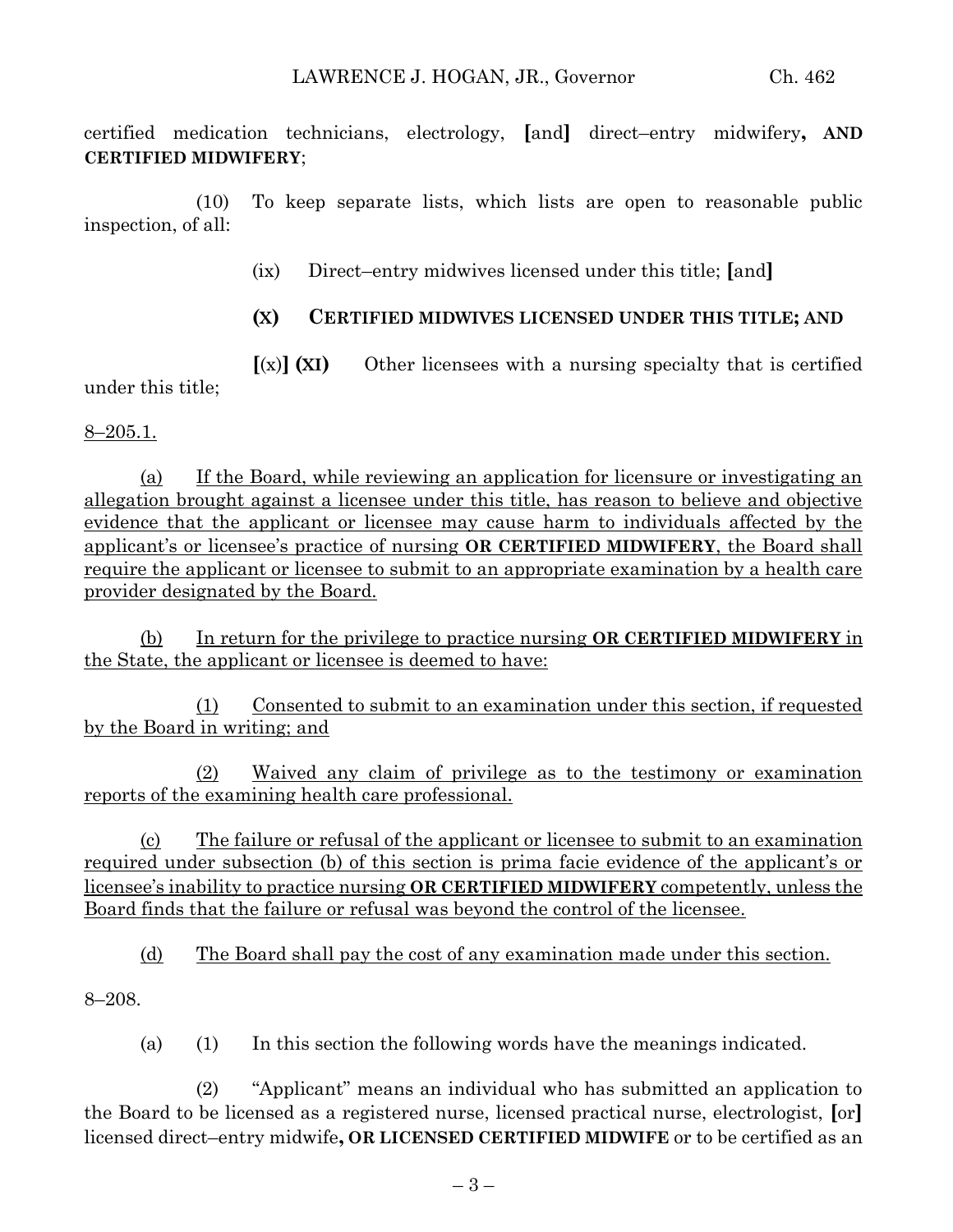certified medication technicians, electrology, [and] direct–entry midwifery**, AND CERTIFIED MIDWIFERY**;

(10) To keep separate lists, which lists are open to reasonable public inspection, of all:

(ix) Direct–entry midwives licensed under this title; [and]

**(X) CERTIFIED MIDWIVES LICENSED UNDER THIS TITLE; AND**

[(x)] **(XI)** Other licensees with a nursing specialty that is certified under this title;

<u>8–205.1.</u>

<u>(a) If the Board, while reviewing an application for licensure or investigating an allegation brought against a licensee under this title, has reason to believe and objective evidence that the applicant or licensee may cause harm to individuals affected by the applicant's or licensee's practice of nursing</u> <u>**OR CERTIFIED MIDWIFERY**</u><u>, the Board shall require the applicant or licensee to submit to an appropriate examination by a health care provider designated by the Board.</u>

<u>(b) In return for the privilege to practice nursing</u> <u>**OR CERTIFIED MIDWIFERY**</u> <u>in the State, the applicant or licensee is deemed to have:</u>

<u>(1) Consented to submit to an examination under this section, if requested by the Board in writing; and</u>

<u>(2) Waived any claim of privilege as to the testimony or examination reports of the examining health care professional.</u>

<u>(c) The failure or refusal of the applicant or licensee to submit to an examination required under subsection (b) of this section is prima facie evidence of the applicant's or licensee's inability to practice nursing</u> <u>**OR CERTIFIED MIDWIFERY**</u> <u>competently, unless the Board finds that the failure or refusal was beyond the control of the licensee.</u>

<u>(d) The Board shall pay the cost of any examination made under this section.</u>

8–208.

(a) (1) In this section the following words have the meanings indicated.

(2) "Applicant" means an individual who has submitted an application to the Board to be licensed as a registered nurse, licensed practical nurse, electrologist, [or] licensed direct–entry midwife**, OR LICENSED CERTIFIED MIDWIFE** or to be certified as an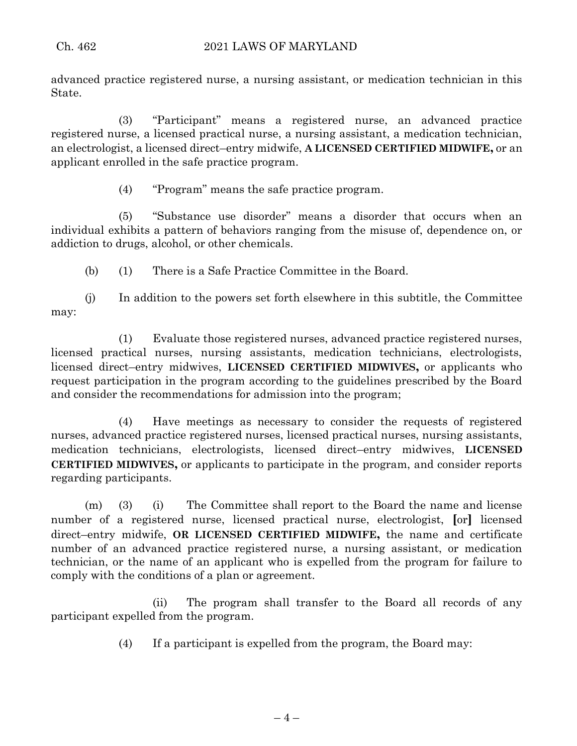advanced practice registered nurse, a nursing assistant, or medication technician in this State.

(3) "Participant" means a registered nurse, an advanced practice registered nurse, a licensed practical nurse, a nursing assistant, a medication technician, an electrologist, a licensed direct–entry midwife, **A LICENSED CERTIFIED MIDWIFE,** or an applicant enrolled in the safe practice program.

(4) "Program" means the safe practice program.

(5) "Substance use disorder" means a disorder that occurs when an individual exhibits a pattern of behaviors ranging from the misuse of, dependence on, or addiction to drugs, alcohol, or other chemicals.

(b) (1) There is a Safe Practice Committee in the Board.

(j) In addition to the powers set forth elsewhere in this subtitle, the Committee may:

(1) Evaluate those registered nurses, advanced practice registered nurses, licensed practical nurses, nursing assistants, medication technicians, electrologists, licensed direct–entry midwives, **LICENSED CERTIFIED MIDWIVES,** or applicants who request participation in the program according to the guidelines prescribed by the Board and consider the recommendations for admission into the program;

(4) Have meetings as necessary to consider the requests of registered nurses, advanced practice registered nurses, licensed practical nurses, nursing assistants, medication technicians, electrologists, licensed direct–entry midwives, **LICENSED CERTIFIED MIDWIVES,** or applicants to participate in the program, and consider reports regarding participants.

(m) (3) (i) The Committee shall report to the Board the name and license number of a registered nurse, licensed practical nurse, electrologist, [or] licensed direct–entry midwife, **OR LICENSED CERTIFIED MIDWIFE,** the name and certificate number of an advanced practice registered nurse, a nursing assistant, or medication technician, or the name of an applicant who is expelled from the program for failure to comply with the conditions of a plan or agreement.

(ii) The program shall transfer to the Board all records of any participant expelled from the program.

(4) If a participant is expelled from the program, the Board may: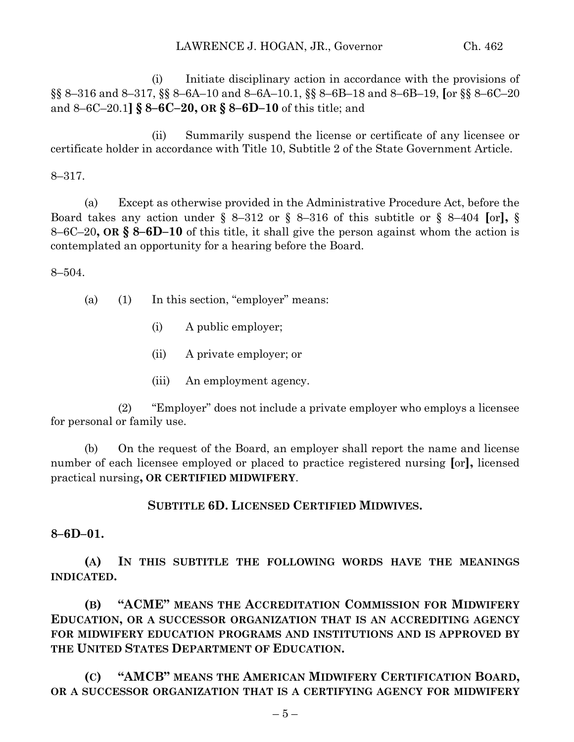(i) Initiate disciplinary action in accordance with the provisions of §§ 8–316 and 8–317, §§ 8–6A–10 and 8–6A–10.1, §§ 8–6B–18 and 8–6B–19, **[**or §§ 8–6C–20 and 8–6C–20.1**] § 8–6C–20, OR § 8–6D–10** of this title; and

(ii) Summarily suspend the license or certificate of any licensee or certificate holder in accordance with Title 10, Subtitle 2 of the State Government Article.

8–317.

(a) Except as otherwise provided in the Administrative Procedure Act, before the Board takes any action under § 8–312 or § 8–316 of this subtitle or § 8–404 **[**or**],** § 8–6C–20**, OR § 8–6D–10** of this title, it shall give the person against whom the action is contemplated an opportunity for a hearing before the Board.

8–504.

(a) (1) In this section, "employer" means:

(i) A public employer;

(ii) A private employer; or

(iii) An employment agency.

(2) "Employer" does not include a private employer who employs a licensee for personal or family use.

(b) On the request of the Board, an employer shall report the name and license number of each licensee employed or placed to practice registered nursing **[**or**],** licensed practical nursing**, OR CERTIFIED MIDWIFERY**.

**SUBTITLE 6D. LICENSED CERTIFIED MIDWIVES.**

**8–6D–01.**

**(A) IN THIS SUBTITLE THE FOLLOWING WORDS HAVE THE MEANINGS INDICATED.**

**(B) "ACME" MEANS THE ACCREDITATION COMMISSION FOR MIDWIFERY EDUCATION, OR A SUCCESSOR ORGANIZATION THAT IS AN ACCREDITING AGENCY FOR MIDWIFERY EDUCATION PROGRAMS AND INSTITUTIONS AND IS APPROVED BY THE UNITED STATES DEPARTMENT OF EDUCATION.**

**(C) "AMCB" MEANS THE AMERICAN MIDWIFERY CERTIFICATION BOARD, OR A SUCCESSOR ORGANIZATION THAT IS A CERTIFYING AGENCY FOR MIDWIFERY**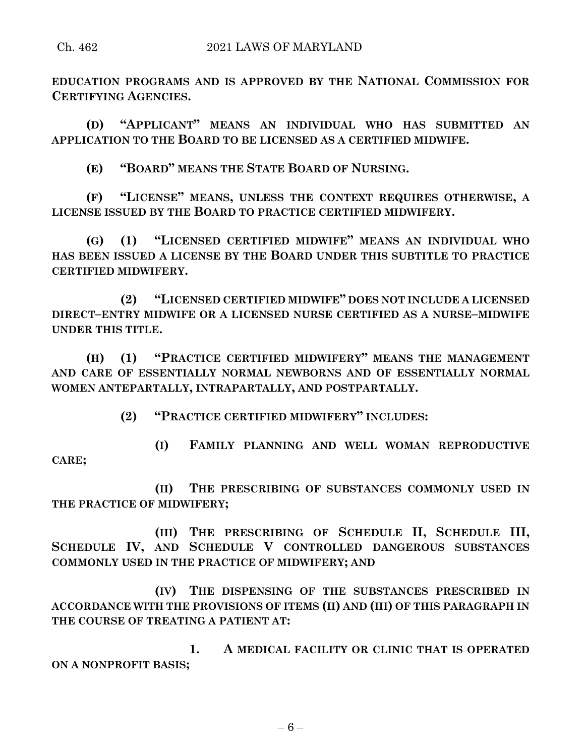**EDUCATION PROGRAMS AND IS APPROVED BY THE NATIONAL COMMISSION FOR CERTIFYING AGENCIES.**

**(D) "APPLICANT" MEANS AN INDIVIDUAL WHO HAS SUBMITTED AN APPLICATION TO THE BOARD TO BE LICENSED AS A CERTIFIED MIDWIFE.**

**(E) "BOARD" MEANS THE STATE BOARD OF NURSING.**

**(F) "LICENSE" MEANS, UNLESS THE CONTEXT REQUIRES OTHERWISE, A LICENSE ISSUED BY THE BOARD TO PRACTICE CERTIFIED MIDWIFERY.**

**(G) (1) "LICENSED CERTIFIED MIDWIFE" MEANS AN INDIVIDUAL WHO HAS BEEN ISSUED A LICENSE BY THE BOARD UNDER THIS SUBTITLE TO PRACTICE CERTIFIED MIDWIFERY.**

**(2) "LICENSED CERTIFIED MIDWIFE" DOES NOT INCLUDE A LICENSED DIRECT–ENTRY MIDWIFE OR A LICENSED NURSE CERTIFIED AS A NURSE–MIDWIFE UNDER THIS TITLE.**

**(H) (1) "PRACTICE CERTIFIED MIDWIFERY" MEANS THE MANAGEMENT AND CARE OF ESSENTIALLY NORMAL NEWBORNS AND OF ESSENTIALLY NORMAL WOMEN ANTEPARTALLY, INTRAPARTALLY, AND POSTPARTALLY.**

**(2) "PRACTICE CERTIFIED MIDWIFERY" INCLUDES:**

**(I) FAMILY PLANNING AND WELL WOMAN REPRODUCTIVE CARE;**

**(II) THE PRESCRIBING OF SUBSTANCES COMMONLY USED IN THE PRACTICE OF MIDWIFERY;**

**(III) THE PRESCRIBING OF SCHEDULE II, SCHEDULE III, SCHEDULE IV, AND SCHEDULE V CONTROLLED DANGEROUS SUBSTANCES COMMONLY USED IN THE PRACTICE OF MIDWIFERY; AND**

**(IV) THE DISPENSING OF THE SUBSTANCES PRESCRIBED IN ACCORDANCE WITH THE PROVISIONS OF ITEMS (II) AND (III) OF THIS PARAGRAPH IN THE COURSE OF TREATING A PATIENT AT:**

**1. A MEDICAL FACILITY OR CLINIC THAT IS OPERATED ON A NONPROFIT BASIS;**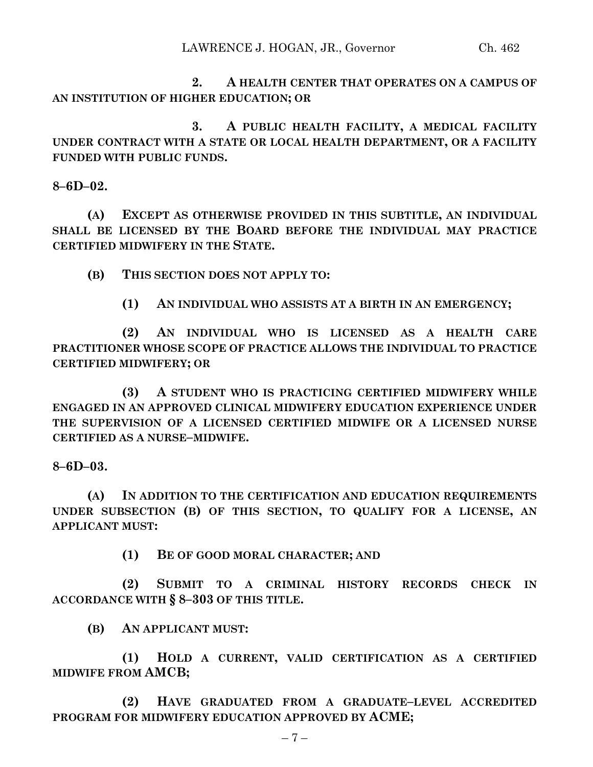**2. A HEALTH CENTER THAT OPERATES ON A CAMPUS OF AN INSTITUTION OF HIGHER EDUCATION; OR**

**3. A PUBLIC HEALTH FACILITY, A MEDICAL FACILITY UNDER CONTRACT WITH A STATE OR LOCAL HEALTH DEPARTMENT, OR A FACILITY FUNDED WITH PUBLIC FUNDS.**

**8–6D–02.**

**(A) EXCEPT AS OTHERWISE PROVIDED IN THIS SUBTITLE, AN INDIVIDUAL SHALL BE LICENSED BY THE BOARD BEFORE THE INDIVIDUAL MAY PRACTICE CERTIFIED MIDWIFERY IN THE STATE.**

**(B) THIS SECTION DOES NOT APPLY TO:**

**(1) AN INDIVIDUAL WHO ASSISTS AT A BIRTH IN AN EMERGENCY;**

**(2) AN INDIVIDUAL WHO IS LICENSED AS A HEALTH CARE PRACTITIONER WHOSE SCOPE OF PRACTICE ALLOWS THE INDIVIDUAL TO PRACTICE CERTIFIED MIDWIFERY; OR**

**(3) A STUDENT WHO IS PRACTICING CERTIFIED MIDWIFERY WHILE ENGAGED IN AN APPROVED CLINICAL MIDWIFERY EDUCATION EXPERIENCE UNDER THE SUPERVISION OF A LICENSED CERTIFIED MIDWIFE OR A LICENSED NURSE CERTIFIED AS A NURSE–MIDWIFE.**

**8–6D–03.**

**(A) IN ADDITION TO THE CERTIFICATION AND EDUCATION REQUIREMENTS UNDER SUBSECTION (B) OF THIS SECTION, TO QUALIFY FOR A LICENSE, AN APPLICANT MUST:**

**(1) BE OF GOOD MORAL CHARACTER; AND**

**(2) SUBMIT TO A CRIMINAL HISTORY RECORDS CHECK IN ACCORDANCE WITH § 8–303 OF THIS TITLE.**

**(B) AN APPLICANT MUST:**

**(1) HOLD A CURRENT, VALID CERTIFICATION AS A CERTIFIED MIDWIFE FROM AMCB;**

**(2) HAVE GRADUATED FROM A GRADUATE–LEVEL ACCREDITED PROGRAM FOR MIDWIFERY EDUCATION APPROVED BY ACME;**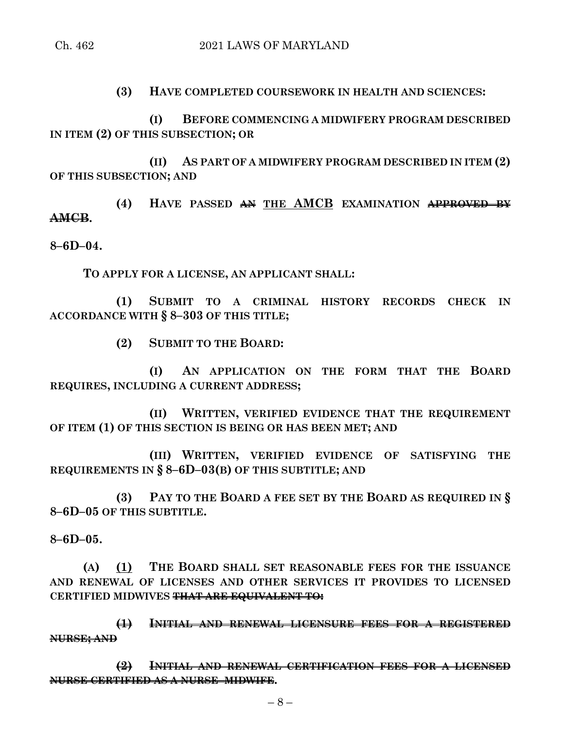**(3) HAVE COMPLETED COURSEWORK IN HEALTH AND SCIENCES:**

**(I) BEFORE COMMENCING A MIDWIFERY PROGRAM DESCRIBED IN ITEM (2) OF THIS SUBSECTION; OR**

**(II) AS PART OF A MIDWIFERY PROGRAM DESCRIBED IN ITEM (2) OF THIS SUBSECTION; AND**

**(4) HAVE PASSED ~~AN~~ <u>THE AMCB</u> EXAMINATION ~~APPROVED BY AMCB~~.**

**8–6D–04.**

**TO APPLY FOR A LICENSE, AN APPLICANT SHALL:**

**(1) SUBMIT TO A CRIMINAL HISTORY RECORDS CHECK IN ACCORDANCE WITH § 8–303 OF THIS TITLE;**

**(2) SUBMIT TO THE BOARD:**

**(I) AN APPLICATION ON THE FORM THAT THE BOARD REQUIRES, INCLUDING A CURRENT ADDRESS;**

**(II) WRITTEN, VERIFIED EVIDENCE THAT THE REQUIREMENT OF ITEM (1) OF THIS SECTION IS BEING OR HAS BEEN MET; AND**

**(III) WRITTEN, VERIFIED EVIDENCE OF SATISFYING THE REQUIREMENTS IN § 8–6D–03(B) OF THIS SUBTITLE; AND**

**(3) PAY TO THE BOARD A FEE SET BY THE BOARD AS REQUIRED IN § 8–6D–05 OF THIS SUBTITLE.**

**8–6D–05.**

**(A) <u>(1)</u> THE BOARD SHALL SET REASONABLE FEES FOR THE ISSUANCE AND RENEWAL OF LICENSES AND OTHER SERVICES IT PROVIDES TO LICENSED CERTIFIED MIDWIVES ~~THAT ARE EQUIVALENT TO:~~**

**~~(1) INITIAL AND RENEWAL LICENSURE FEES FOR A REGISTERED NURSE; AND~~**

**~~(2) INITIAL AND RENEWAL CERTIFICATION FEES FOR A LICENSED NURSE CERTIFIED AS A NURSE–MIDWIFE~~.**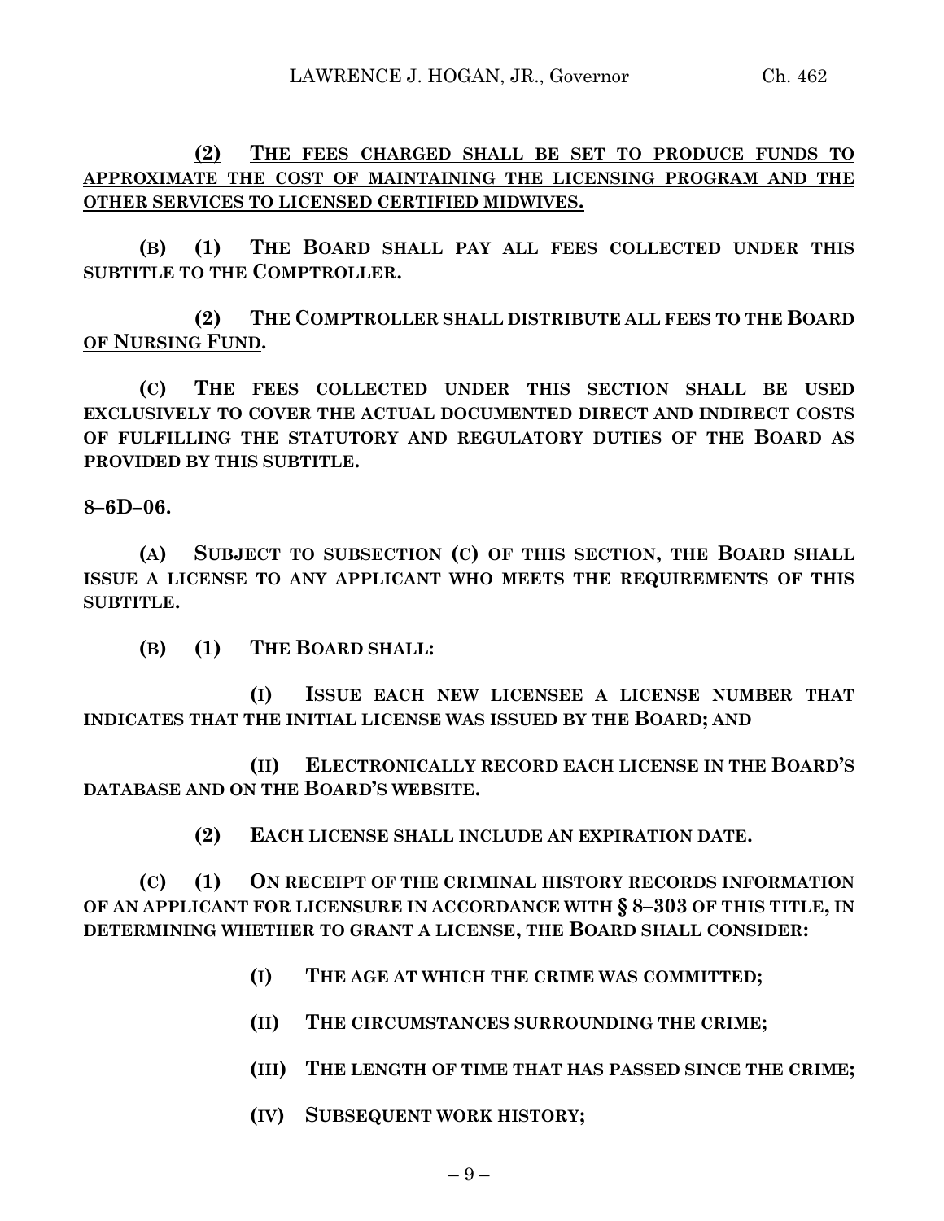**(2) THE FEES CHARGED SHALL BE SET TO PRODUCE FUNDS TO APPROXIMATE THE COST OF MAINTAINING THE LICENSING PROGRAM AND THE OTHER SERVICES TO LICENSED CERTIFIED MIDWIVES.**

**(B) (1) THE BOARD SHALL PAY ALL FEES COLLECTED UNDER THIS SUBTITLE TO THE COMPTROLLER.**

**(2) THE COMPTROLLER SHALL DISTRIBUTE ALL FEES TO THE BOARD OF NURSING FUND.**

**(C) THE FEES COLLECTED UNDER THIS SECTION SHALL BE USED EXCLUSIVELY TO COVER THE ACTUAL DOCUMENTED DIRECT AND INDIRECT COSTS OF FULFILLING THE STATUTORY AND REGULATORY DUTIES OF THE BOARD AS PROVIDED BY THIS SUBTITLE.**

**8–6D–06.**

**(A) SUBJECT TO SUBSECTION (C) OF THIS SECTION, THE BOARD SHALL ISSUE A LICENSE TO ANY APPLICANT WHO MEETS THE REQUIREMENTS OF THIS SUBTITLE.**

**(B) (1) THE BOARD SHALL:**

**(I) ISSUE EACH NEW LICENSEE A LICENSE NUMBER THAT INDICATES THAT THE INITIAL LICENSE WAS ISSUED BY THE BOARD; AND**

**(II) ELECTRONICALLY RECORD EACH LICENSE IN THE BOARD'S DATABASE AND ON THE BOARD'S WEBSITE.**

**(2) EACH LICENSE SHALL INCLUDE AN EXPIRATION DATE.**

**(C) (1) ON RECEIPT OF THE CRIMINAL HISTORY RECORDS INFORMATION OF AN APPLICANT FOR LICENSURE IN ACCORDANCE WITH § 8–303 OF THIS TITLE, IN DETERMINING WHETHER TO GRANT A LICENSE, THE BOARD SHALL CONSIDER:**

**(I) THE AGE AT WHICH THE CRIME WAS COMMITTED;**

**(II) THE CIRCUMSTANCES SURROUNDING THE CRIME;**

**(III) THE LENGTH OF TIME THAT HAS PASSED SINCE THE CRIME;**

**(IV) SUBSEQUENT WORK HISTORY;**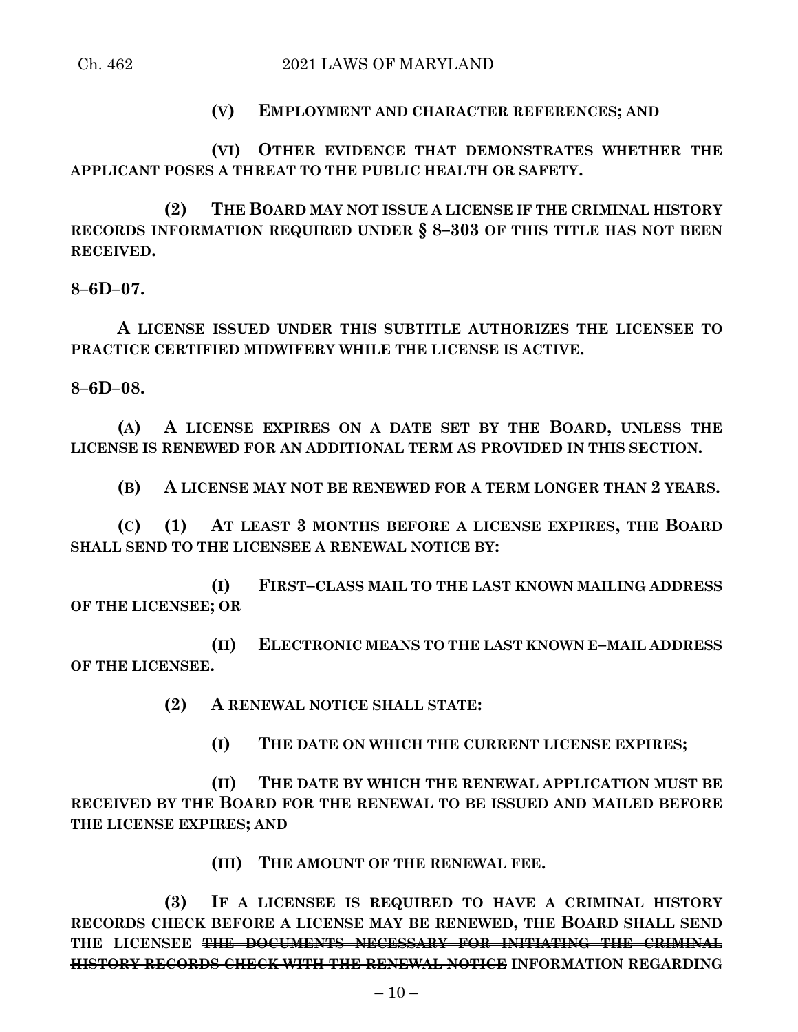**(V) EMPLOYMENT AND CHARACTER REFERENCES; AND**

**(VI) OTHER EVIDENCE THAT DEMONSTRATES WHETHER THE APPLICANT POSES A THREAT TO THE PUBLIC HEALTH OR SAFETY.**

**(2) THE BOARD MAY NOT ISSUE A LICENSE IF THE CRIMINAL HISTORY RECORDS INFORMATION REQUIRED UNDER § 8–303 OF THIS TITLE HAS NOT BEEN RECEIVED.**

**8–6D–07.**

**A LICENSE ISSUED UNDER THIS SUBTITLE AUTHORIZES THE LICENSEE TO PRACTICE CERTIFIED MIDWIFERY WHILE THE LICENSE IS ACTIVE.**

**8–6D–08.**

**(A) A LICENSE EXPIRES ON A DATE SET BY THE BOARD, UNLESS THE LICENSE IS RENEWED FOR AN ADDITIONAL TERM AS PROVIDED IN THIS SECTION.**

**(B) A LICENSE MAY NOT BE RENEWED FOR A TERM LONGER THAN 2 YEARS.**

**(C) (1) AT LEAST 3 MONTHS BEFORE A LICENSE EXPIRES, THE BOARD SHALL SEND TO THE LICENSEE A RENEWAL NOTICE BY:**

**(I) FIRST–CLASS MAIL TO THE LAST KNOWN MAILING ADDRESS OF THE LICENSEE; OR**

**(II) ELECTRONIC MEANS TO THE LAST KNOWN E–MAIL ADDRESS OF THE LICENSEE.**

**(2) A RENEWAL NOTICE SHALL STATE:**

**(I) THE DATE ON WHICH THE CURRENT LICENSE EXPIRES;**

**(II) THE DATE BY WHICH THE RENEWAL APPLICATION MUST BE RECEIVED BY THE BOARD FOR THE RENEWAL TO BE ISSUED AND MAILED BEFORE THE LICENSE EXPIRES; AND**

**(III) THE AMOUNT OF THE RENEWAL FEE.**

**(3) IF A LICENSEE IS REQUIRED TO HAVE A CRIMINAL HISTORY RECORDS CHECK BEFORE A LICENSE MAY BE RENEWED, THE BOARD SHALL SEND THE LICENSEE ~~THE DOCUMENTS NECESSARY FOR INITIATING THE CRIMINAL HISTORY RECORDS CHECK WITH THE RENEWAL NOTICE~~ <u>INFORMATION REGARDING</u>**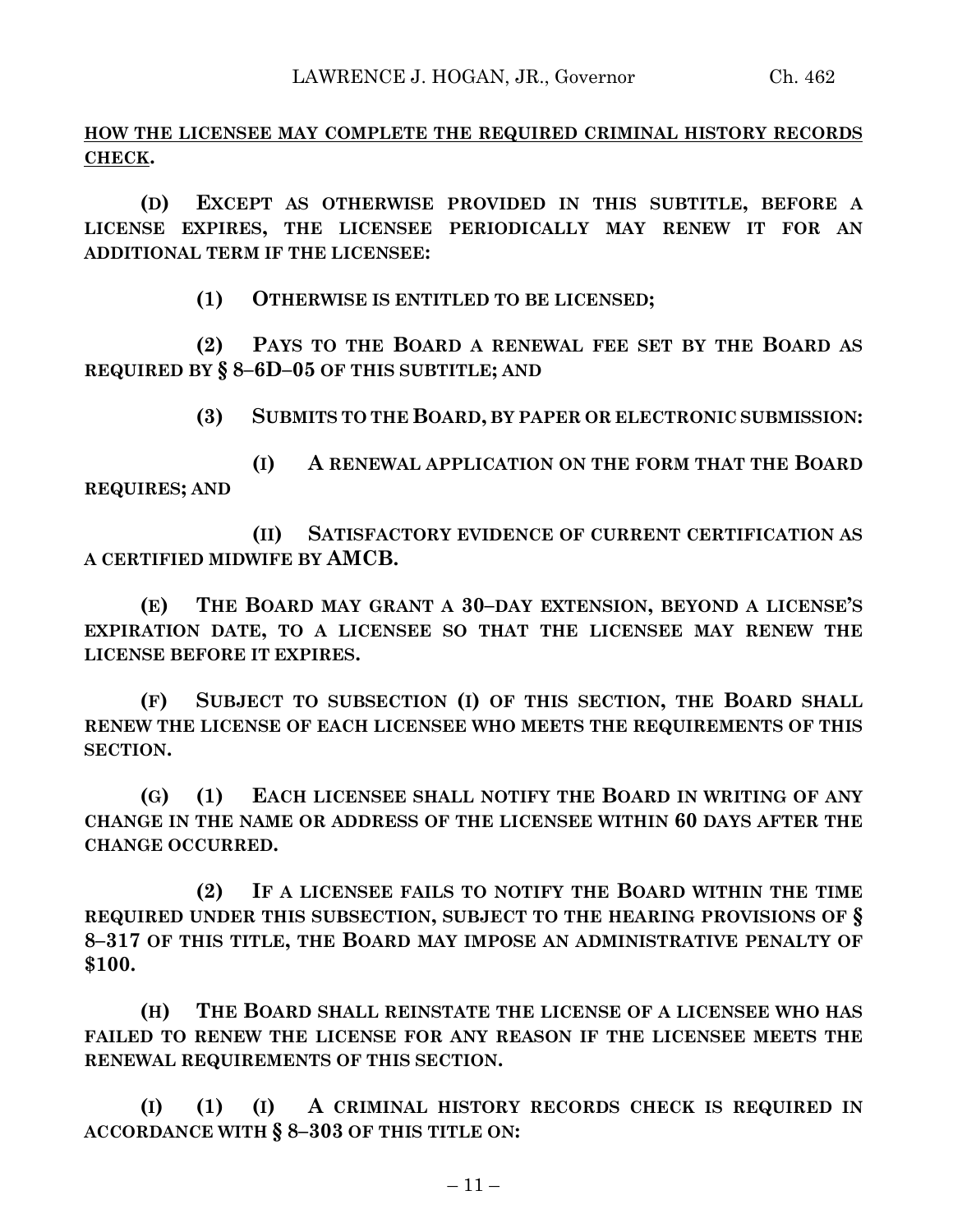**HOW THE LICENSEE MAY COMPLETE THE REQUIRED CRIMINAL HISTORY RECORDS CHECK.**

**(D) EXCEPT AS OTHERWISE PROVIDED IN THIS SUBTITLE, BEFORE A LICENSE EXPIRES, THE LICENSEE PERIODICALLY MAY RENEW IT FOR AN ADDITIONAL TERM IF THE LICENSEE:**

**(1) OTHERWISE IS ENTITLED TO BE LICENSED;**

**(2) PAYS TO THE BOARD A RENEWAL FEE SET BY THE BOARD AS REQUIRED BY § 8–6D–05 OF THIS SUBTITLE; AND**

**(3) SUBMITS TO THE BOARD, BY PAPER OR ELECTRONIC SUBMISSION:**

**(I) A RENEWAL APPLICATION ON THE FORM THAT THE BOARD REQUIRES; AND**

**(II) SATISFACTORY EVIDENCE OF CURRENT CERTIFICATION AS A CERTIFIED MIDWIFE BY AMCB.**

**(E) THE BOARD MAY GRANT A 30–DAY EXTENSION, BEYOND A LICENSE'S EXPIRATION DATE, TO A LICENSEE SO THAT THE LICENSEE MAY RENEW THE LICENSE BEFORE IT EXPIRES.**

**(F) SUBJECT TO SUBSECTION (I) OF THIS SECTION, THE BOARD SHALL RENEW THE LICENSE OF EACH LICENSEE WHO MEETS THE REQUIREMENTS OF THIS SECTION.**

**(G) (1) EACH LICENSEE SHALL NOTIFY THE BOARD IN WRITING OF ANY CHANGE IN THE NAME OR ADDRESS OF THE LICENSEE WITHIN 60 DAYS AFTER THE CHANGE OCCURRED.**

**(2) IF A LICENSEE FAILS TO NOTIFY THE BOARD WITHIN THE TIME REQUIRED UNDER THIS SUBSECTION, SUBJECT TO THE HEARING PROVISIONS OF § 8–317 OF THIS TITLE, THE BOARD MAY IMPOSE AN ADMINISTRATIVE PENALTY OF $100.**

**(H) THE BOARD SHALL REINSTATE THE LICENSE OF A LICENSEE WHO HAS FAILED TO RENEW THE LICENSE FOR ANY REASON IF THE LICENSEE MEETS THE RENEWAL REQUIREMENTS OF THIS SECTION.**

**(I) (1) (I) A CRIMINAL HISTORY RECORDS CHECK IS REQUIRED IN ACCORDANCE WITH § 8–303 OF THIS TITLE ON:**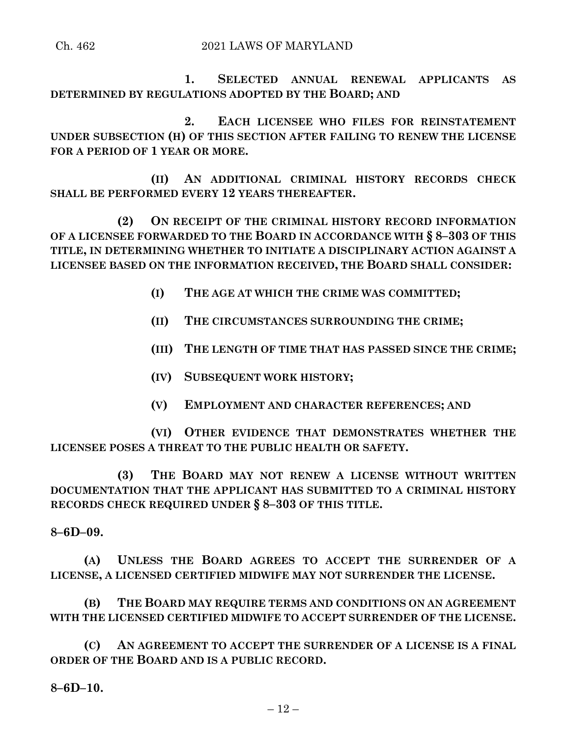**1. SELECTED ANNUAL RENEWAL APPLICANTS AS DETERMINED BY REGULATIONS ADOPTED BY THE BOARD; AND**

**2. EACH LICENSEE WHO FILES FOR REINSTATEMENT UNDER SUBSECTION (H) OF THIS SECTION AFTER FAILING TO RENEW THE LICENSE FOR A PERIOD OF 1 YEAR OR MORE.**

**(II) AN ADDITIONAL CRIMINAL HISTORY RECORDS CHECK SHALL BE PERFORMED EVERY 12 YEARS THEREAFTER.**

**(2) ON RECEIPT OF THE CRIMINAL HISTORY RECORD INFORMATION OF A LICENSEE FORWARDED TO THE BOARD IN ACCORDANCE WITH § 8–303 OF THIS TITLE, IN DETERMINING WHETHER TO INITIATE A DISCIPLINARY ACTION AGAINST A LICENSEE BASED ON THE INFORMATION RECEIVED, THE BOARD SHALL CONSIDER:**

**(I) THE AGE AT WHICH THE CRIME WAS COMMITTED;**

**(II) THE CIRCUMSTANCES SURROUNDING THE CRIME;**

**(III) THE LENGTH OF TIME THAT HAS PASSED SINCE THE CRIME;**

**(IV) SUBSEQUENT WORK HISTORY;**

**(V) EMPLOYMENT AND CHARACTER REFERENCES; AND**

**(VI) OTHER EVIDENCE THAT DEMONSTRATES WHETHER THE LICENSEE POSES A THREAT TO THE PUBLIC HEALTH OR SAFETY.**

**(3) THE BOARD MAY NOT RENEW A LICENSE WITHOUT WRITTEN DOCUMENTATION THAT THE APPLICANT HAS SUBMITTED TO A CRIMINAL HISTORY RECORDS CHECK REQUIRED UNDER § 8–303 OF THIS TITLE.**

**8–6D–09.**

**(A) UNLESS THE BOARD AGREES TO ACCEPT THE SURRENDER OF A LICENSE, A LICENSED CERTIFIED MIDWIFE MAY NOT SURRENDER THE LICENSE.**

**(B) THE BOARD MAY REQUIRE TERMS AND CONDITIONS ON AN AGREEMENT WITH THE LICENSED CERTIFIED MIDWIFE TO ACCEPT SURRENDER OF THE LICENSE.**

**(C) AN AGREEMENT TO ACCEPT THE SURRENDER OF A LICENSE IS A FINAL ORDER OF THE BOARD AND IS A PUBLIC RECORD.**

**8–6D–10.**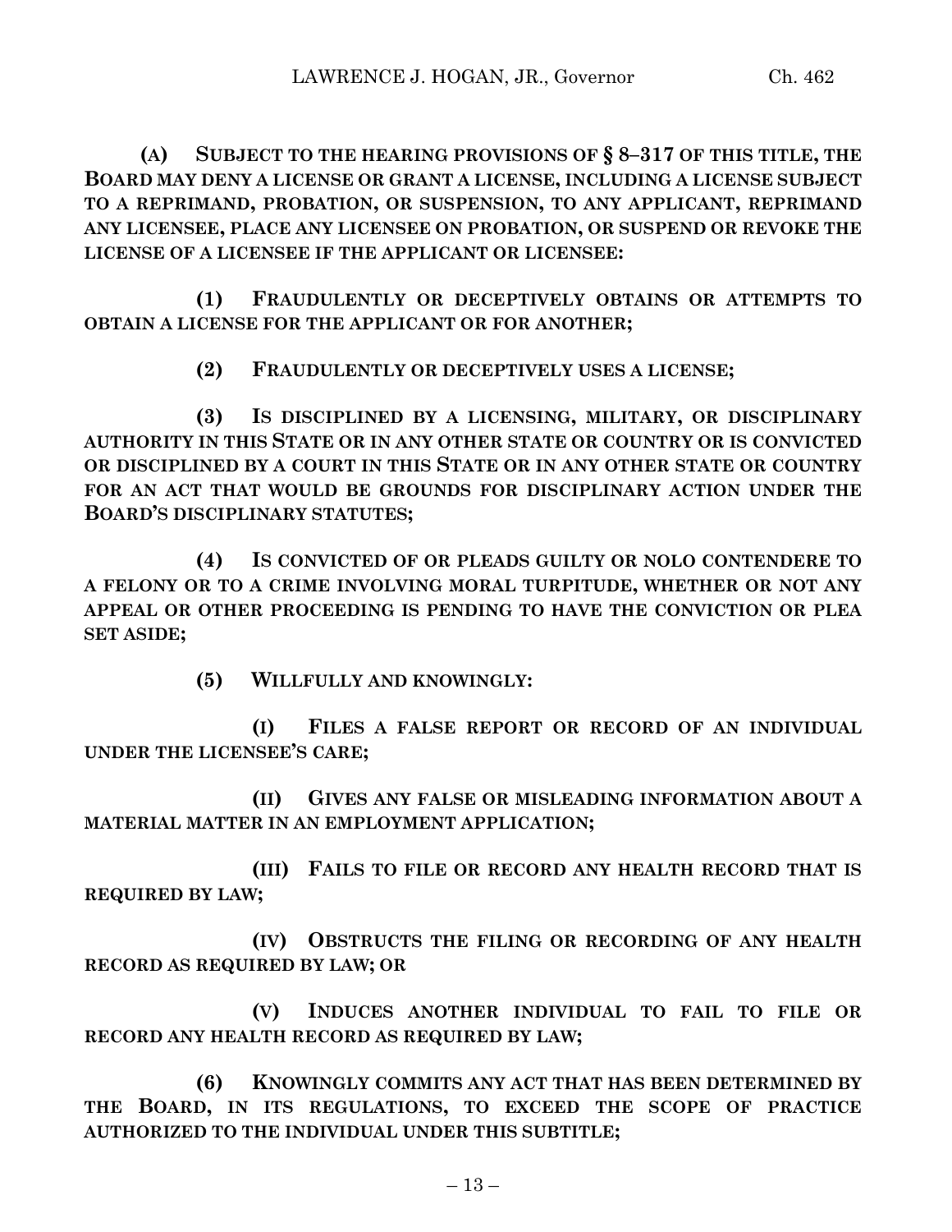**(A) SUBJECT TO THE HEARING PROVISIONS OF § 8–317 OF THIS TITLE, THE BOARD MAY DENY A LICENSE OR GRANT A LICENSE, INCLUDING A LICENSE SUBJECT TO A REPRIMAND, PROBATION, OR SUSPENSION, TO ANY APPLICANT, REPRIMAND ANY LICENSEE, PLACE ANY LICENSEE ON PROBATION, OR SUSPEND OR REVOKE THE LICENSE OF A LICENSEE IF THE APPLICANT OR LICENSEE:**

**(1) FRAUDULENTLY OR DECEPTIVELY OBTAINS OR ATTEMPTS TO OBTAIN A LICENSE FOR THE APPLICANT OR FOR ANOTHER;**

**(2) FRAUDULENTLY OR DECEPTIVELY USES A LICENSE;**

**(3) IS DISCIPLINED BY A LICENSING, MILITARY, OR DISCIPLINARY AUTHORITY IN THIS STATE OR IN ANY OTHER STATE OR COUNTRY OR IS CONVICTED OR DISCIPLINED BY A COURT IN THIS STATE OR IN ANY OTHER STATE OR COUNTRY FOR AN ACT THAT WOULD BE GROUNDS FOR DISCIPLINARY ACTION UNDER THE BOARD'S DISCIPLINARY STATUTES;**

**(4) IS CONVICTED OF OR PLEADS GUILTY OR NOLO CONTENDERE TO A FELONY OR TO A CRIME INVOLVING MORAL TURPITUDE, WHETHER OR NOT ANY APPEAL OR OTHER PROCEEDING IS PENDING TO HAVE THE CONVICTION OR PLEA SET ASIDE;**

**(5) WILLFULLY AND KNOWINGLY:**

**(I) FILES A FALSE REPORT OR RECORD OF AN INDIVIDUAL UNDER THE LICENSEE'S CARE;**

**(II) GIVES ANY FALSE OR MISLEADING INFORMATION ABOUT A MATERIAL MATTER IN AN EMPLOYMENT APPLICATION;**

**(III) FAILS TO FILE OR RECORD ANY HEALTH RECORD THAT IS REQUIRED BY LAW;**

**(IV) OBSTRUCTS THE FILING OR RECORDING OF ANY HEALTH RECORD AS REQUIRED BY LAW; OR**

**(V) INDUCES ANOTHER INDIVIDUAL TO FAIL TO FILE OR RECORD ANY HEALTH RECORD AS REQUIRED BY LAW;**

**(6) KNOWINGLY COMMITS ANY ACT THAT HAS BEEN DETERMINED BY THE BOARD, IN ITS REGULATIONS, TO EXCEED THE SCOPE OF PRACTICE AUTHORIZED TO THE INDIVIDUAL UNDER THIS SUBTITLE;**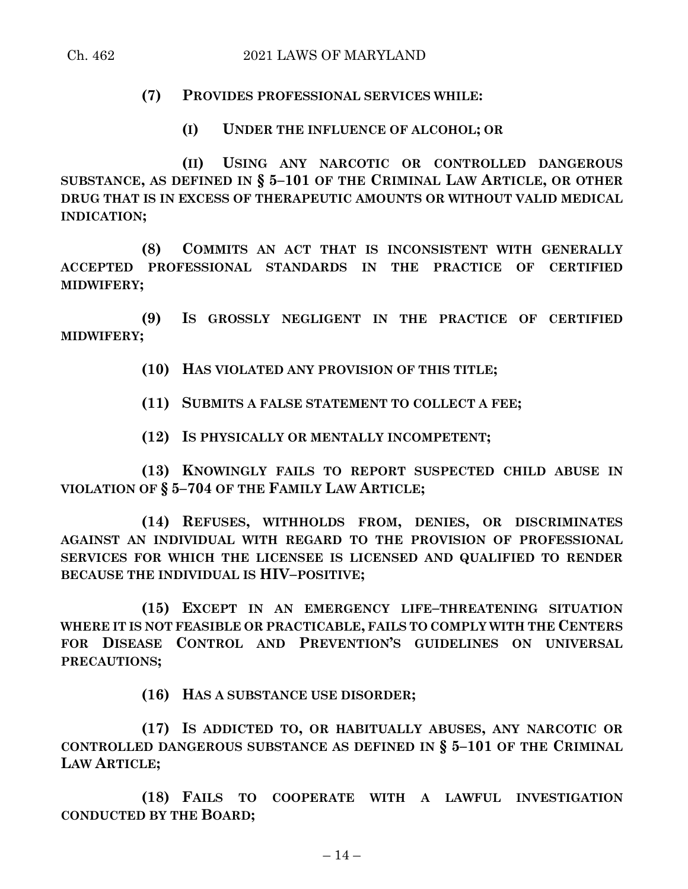**(7) PROVIDES PROFESSIONAL SERVICES WHILE:**

**(I) UNDER THE INFLUENCE OF ALCOHOL; OR**

**(II) USING ANY NARCOTIC OR CONTROLLED DANGEROUS SUBSTANCE, AS DEFINED IN § 5–101 OF THE CRIMINAL LAW ARTICLE, OR OTHER DRUG THAT IS IN EXCESS OF THERAPEUTIC AMOUNTS OR WITHOUT VALID MEDICAL INDICATION;**

**(8) COMMITS AN ACT THAT IS INCONSISTENT WITH GENERALLY ACCEPTED PROFESSIONAL STANDARDS IN THE PRACTICE OF CERTIFIED MIDWIFERY;**

**(9) IS GROSSLY NEGLIGENT IN THE PRACTICE OF CERTIFIED MIDWIFERY;**

**(10) HAS VIOLATED ANY PROVISION OF THIS TITLE;**

**(11) SUBMITS A FALSE STATEMENT TO COLLECT A FEE;**

**(12) IS PHYSICALLY OR MENTALLY INCOMPETENT;**

**(13) KNOWINGLY FAILS TO REPORT SUSPECTED CHILD ABUSE IN VIOLATION OF § 5–704 OF THE FAMILY LAW ARTICLE;**

**(14) REFUSES, WITHHOLDS FROM, DENIES, OR DISCRIMINATES AGAINST AN INDIVIDUAL WITH REGARD TO THE PROVISION OF PROFESSIONAL SERVICES FOR WHICH THE LICENSEE IS LICENSED AND QUALIFIED TO RENDER BECAUSE THE INDIVIDUAL IS HIV–POSITIVE;**

**(15) EXCEPT IN AN EMERGENCY LIFE–THREATENING SITUATION WHERE IT IS NOT FEASIBLE OR PRACTICABLE, FAILS TO COMPLY WITH THE CENTERS FOR DISEASE CONTROL AND PREVENTION'S GUIDELINES ON UNIVERSAL PRECAUTIONS;**

**(16) HAS A SUBSTANCE USE DISORDER;**

**(17) IS ADDICTED TO, OR HABITUALLY ABUSES, ANY NARCOTIC OR CONTROLLED DANGEROUS SUBSTANCE AS DEFINED IN § 5–101 OF THE CRIMINAL LAW ARTICLE;**

**(18) FAILS TO COOPERATE WITH A LAWFUL INVESTIGATION CONDUCTED BY THE BOARD;**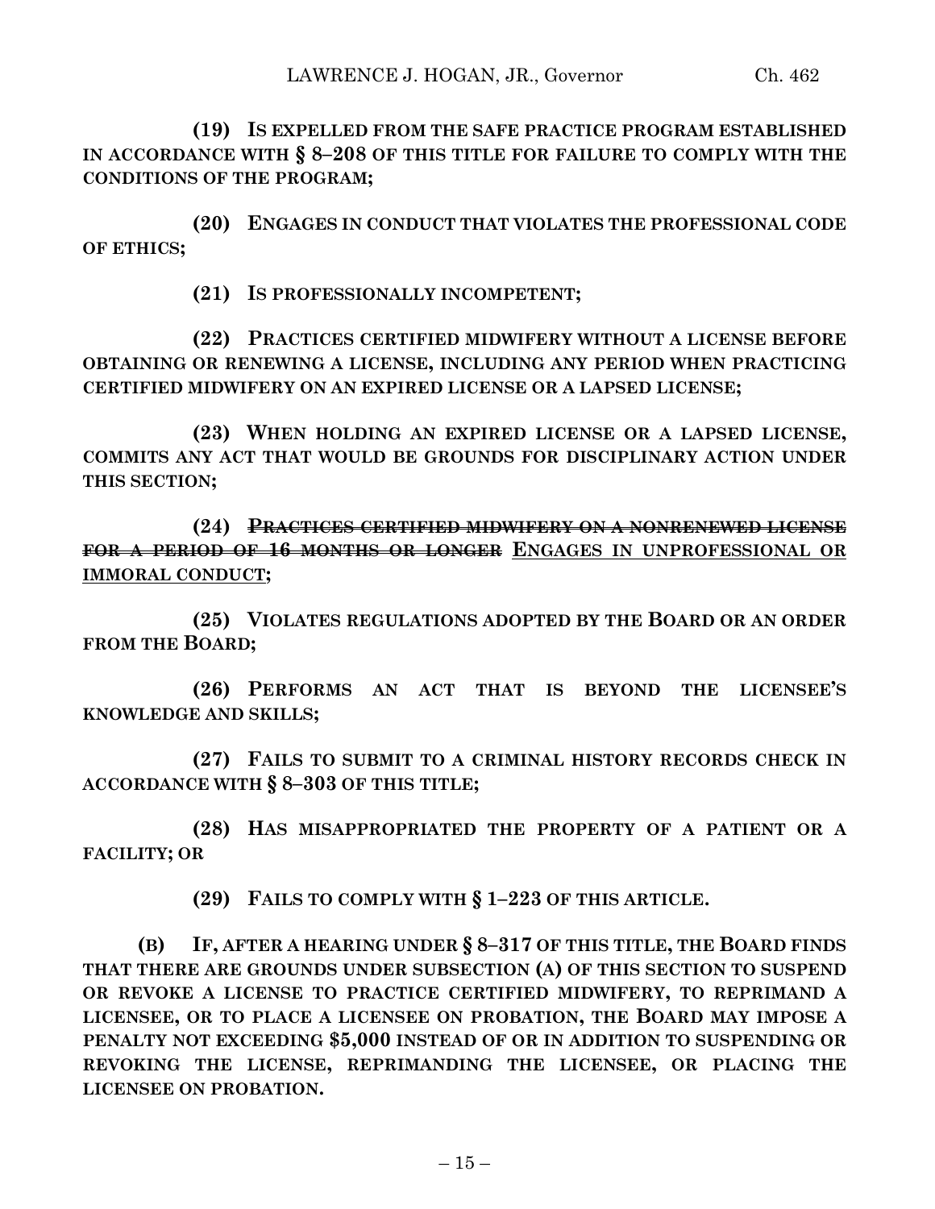**(19) IS EXPELLED FROM THE SAFE PRACTICE PROGRAM ESTABLISHED IN ACCORDANCE WITH § 8–208 OF THIS TITLE FOR FAILURE TO COMPLY WITH THE CONDITIONS OF THE PROGRAM;**

**(20) ENGAGES IN CONDUCT THAT VIOLATES THE PROFESSIONAL CODE OF ETHICS;**

**(21) IS PROFESSIONALLY INCOMPETENT;**

**(22) PRACTICES CERTIFIED MIDWIFERY WITHOUT A LICENSE BEFORE OBTAINING OR RENEWING A LICENSE, INCLUDING ANY PERIOD WHEN PRACTICING CERTIFIED MIDWIFERY ON AN EXPIRED LICENSE OR A LAPSED LICENSE;**

**(23) WHEN HOLDING AN EXPIRED LICENSE OR A LAPSED LICENSE, COMMITS ANY ACT THAT WOULD BE GROUNDS FOR DISCIPLINARY ACTION UNDER THIS SECTION;**

**(24) ~~PRACTICES CERTIFIED MIDWIFERY ON A NONRENEWED LICENSE FOR A PERIOD OF 16 MONTHS OR LONGER~~ <u>ENGAGES IN UNPROFESSIONAL OR IMMORAL CONDUCT</u>;**

**(25) VIOLATES REGULATIONS ADOPTED BY THE BOARD OR AN ORDER FROM THE BOARD;**

**(26) PERFORMS AN ACT THAT IS BEYOND THE LICENSEE'S KNOWLEDGE AND SKILLS;**

**(27) FAILS TO SUBMIT TO A CRIMINAL HISTORY RECORDS CHECK IN ACCORDANCE WITH § 8–303 OF THIS TITLE;**

**(28) HAS MISAPPROPRIATED THE PROPERTY OF A PATIENT OR A FACILITY; OR**

**(29) FAILS TO COMPLY WITH § 1–223 OF THIS ARTICLE.**

**(B) IF, AFTER A HEARING UNDER § 8–317 OF THIS TITLE, THE BOARD FINDS THAT THERE ARE GROUNDS UNDER SUBSECTION (A) OF THIS SECTION TO SUSPEND OR REVOKE A LICENSE TO PRACTICE CERTIFIED MIDWIFERY, TO REPRIMAND A LICENSEE, OR TO PLACE A LICENSEE ON PROBATION, THE BOARD MAY IMPOSE A PENALTY NOT EXCEEDING $5,000 INSTEAD OF OR IN ADDITION TO SUSPENDING OR REVOKING THE LICENSE, REPRIMANDING THE LICENSEE, OR PLACING THE LICENSEE ON PROBATION.**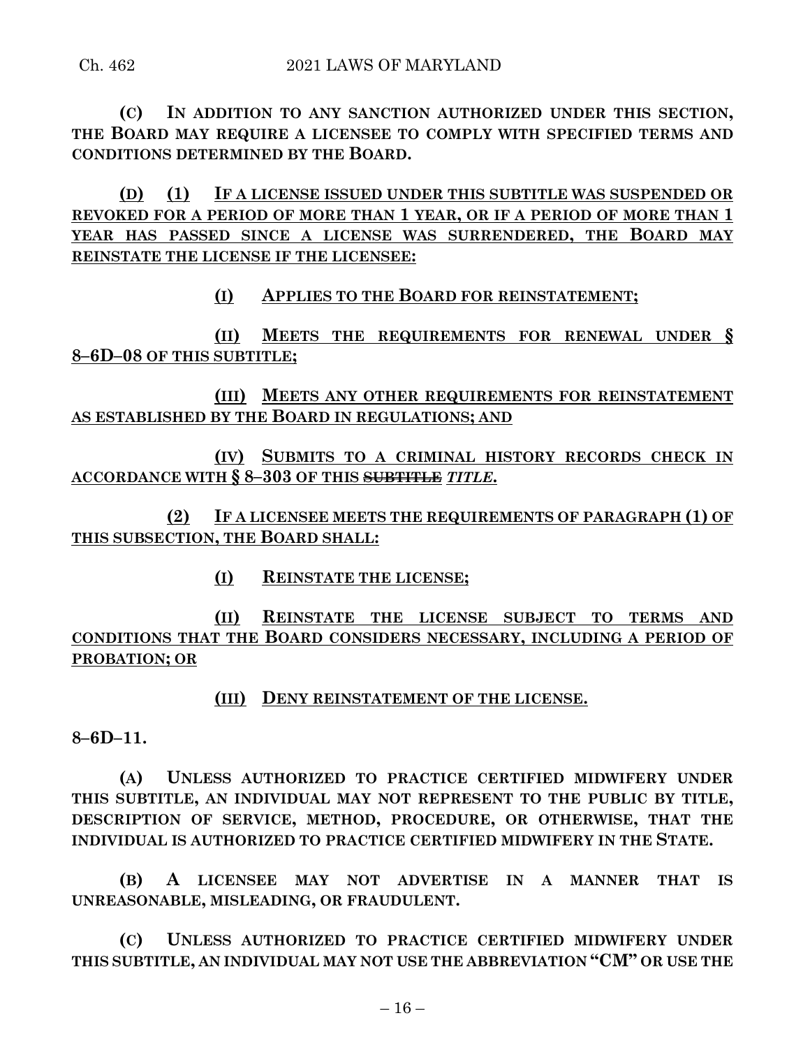**(C) IN ADDITION TO ANY SANCTION AUTHORIZED UNDER THIS SECTION, THE BOARD MAY REQUIRE A LICENSEE TO COMPLY WITH SPECIFIED TERMS AND CONDITIONS DETERMINED BY THE BOARD.**

**(D) (1) IF A LICENSE ISSUED UNDER THIS SUBTITLE WAS SUSPENDED OR REVOKED FOR A PERIOD OF MORE THAN 1 YEAR, OR IF A PERIOD OF MORE THAN 1 YEAR HAS PASSED SINCE A LICENSE WAS SURRENDERED, THE BOARD MAY REINSTATE THE LICENSE IF THE LICENSEE:**

**(I) APPLIES TO THE BOARD FOR REINSTATEMENT;**

**(II) MEETS THE REQUIREMENTS FOR RENEWAL UNDER § 8–6D–08 OF THIS SUBTITLE;**

**(III) MEETS ANY OTHER REQUIREMENTS FOR REINSTATEMENT AS ESTABLISHED BY THE BOARD IN REGULATIONS; AND**

**(IV) SUBMITS TO A CRIMINAL HISTORY RECORDS CHECK IN ACCORDANCE WITH § 8–303 OF THIS ~~SUBTITLE~~ *TITLE*.**

**(2) IF A LICENSEE MEETS THE REQUIREMENTS OF PARAGRAPH (1) OF THIS SUBSECTION, THE BOARD SHALL:**

**(I) REINSTATE THE LICENSE;**

**(II) REINSTATE THE LICENSE SUBJECT TO TERMS AND CONDITIONS THAT THE BOARD CONSIDERS NECESSARY, INCLUDING A PERIOD OF PROBATION; OR**

**(III) DENY REINSTATEMENT OF THE LICENSE.**

**8–6D–11.**

**(A) UNLESS AUTHORIZED TO PRACTICE CERTIFIED MIDWIFERY UNDER THIS SUBTITLE, AN INDIVIDUAL MAY NOT REPRESENT TO THE PUBLIC BY TITLE, DESCRIPTION OF SERVICE, METHOD, PROCEDURE, OR OTHERWISE, THAT THE INDIVIDUAL IS AUTHORIZED TO PRACTICE CERTIFIED MIDWIFERY IN THE STATE.**

**(B) A LICENSEE MAY NOT ADVERTISE IN A MANNER THAT IS UNREASONABLE, MISLEADING, OR FRAUDULENT.**

**(C) UNLESS AUTHORIZED TO PRACTICE CERTIFIED MIDWIFERY UNDER THIS SUBTITLE, AN INDIVIDUAL MAY NOT USE THE ABBREVIATION "CM" OR USE THE**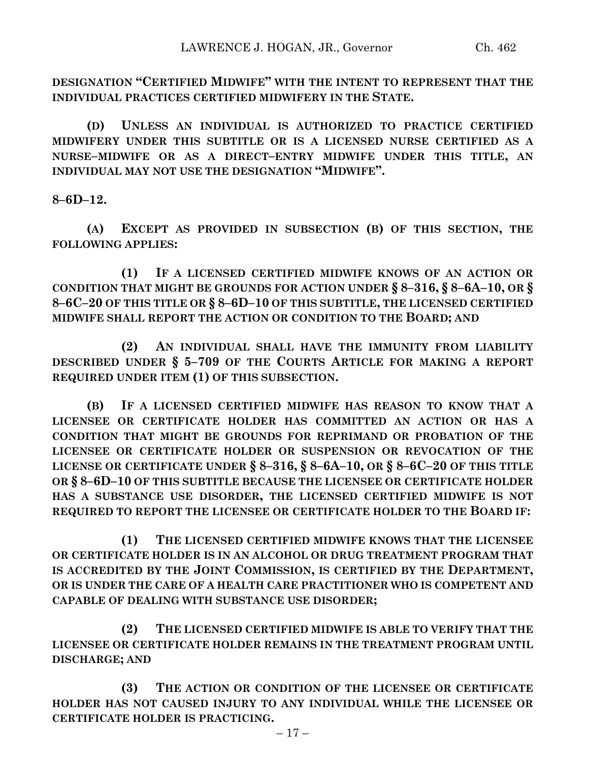**DESIGNATION "CERTIFIED MIDWIFE" WITH THE INTENT TO REPRESENT THAT THE INDIVIDUAL PRACTICES CERTIFIED MIDWIFERY IN THE STATE.**

**(D) UNLESS AN INDIVIDUAL IS AUTHORIZED TO PRACTICE CERTIFIED MIDWIFERY UNDER THIS SUBTITLE OR IS A LICENSED NURSE CERTIFIED AS A NURSE–MIDWIFE OR AS A DIRECT–ENTRY MIDWIFE UNDER THIS TITLE, AN INDIVIDUAL MAY NOT USE THE DESIGNATION "MIDWIFE".**

**8–6D–12.**

**(A) EXCEPT AS PROVIDED IN SUBSECTION (B) OF THIS SECTION, THE FOLLOWING APPLIES:**

**(1) IF A LICENSED CERTIFIED MIDWIFE KNOWS OF AN ACTION OR CONDITION THAT MIGHT BE GROUNDS FOR ACTION UNDER § 8–316, § 8–6A–10, OR § 8–6C–20 OF THIS TITLE OR § 8–6D–10 OF THIS SUBTITLE, THE LICENSED CERTIFIED MIDWIFE SHALL REPORT THE ACTION OR CONDITION TO THE BOARD; AND**

**(2) AN INDIVIDUAL SHALL HAVE THE IMMUNITY FROM LIABILITY DESCRIBED UNDER § 5–709 OF THE COURTS ARTICLE FOR MAKING A REPORT REQUIRED UNDER ITEM (1) OF THIS SUBSECTION.**

**(B) IF A LICENSED CERTIFIED MIDWIFE HAS REASON TO KNOW THAT A LICENSEE OR CERTIFICATE HOLDER HAS COMMITTED AN ACTION OR HAS A CONDITION THAT MIGHT BE GROUNDS FOR REPRIMAND OR PROBATION OF THE LICENSEE OR CERTIFICATE HOLDER OR SUSPENSION OR REVOCATION OF THE LICENSE OR CERTIFICATE UNDER § 8–316, § 8–6A–10, OR § 8–6C–20 OF THIS TITLE OR § 8–6D–10 OF THIS SUBTITLE BECAUSE THE LICENSEE OR CERTIFICATE HOLDER HAS A SUBSTANCE USE DISORDER, THE LICENSED CERTIFIED MIDWIFE IS NOT REQUIRED TO REPORT THE LICENSEE OR CERTIFICATE HOLDER TO THE BOARD IF:**

**(1) THE LICENSED CERTIFIED MIDWIFE KNOWS THAT THE LICENSEE OR CERTIFICATE HOLDER IS IN AN ALCOHOL OR DRUG TREATMENT PROGRAM THAT IS ACCREDITED BY THE JOINT COMMISSION, IS CERTIFIED BY THE DEPARTMENT, OR IS UNDER THE CARE OF A HEALTH CARE PRACTITIONER WHO IS COMPETENT AND CAPABLE OF DEALING WITH SUBSTANCE USE DISORDER;**

**(2) THE LICENSED CERTIFIED MIDWIFE IS ABLE TO VERIFY THAT THE LICENSEE OR CERTIFICATE HOLDER REMAINS IN THE TREATMENT PROGRAM UNTIL DISCHARGE; AND**

**(3) THE ACTION OR CONDITION OF THE LICENSEE OR CERTIFICATE HOLDER HAS NOT CAUSED INJURY TO ANY INDIVIDUAL WHILE THE LICENSEE OR CERTIFICATE HOLDER IS PRACTICING.**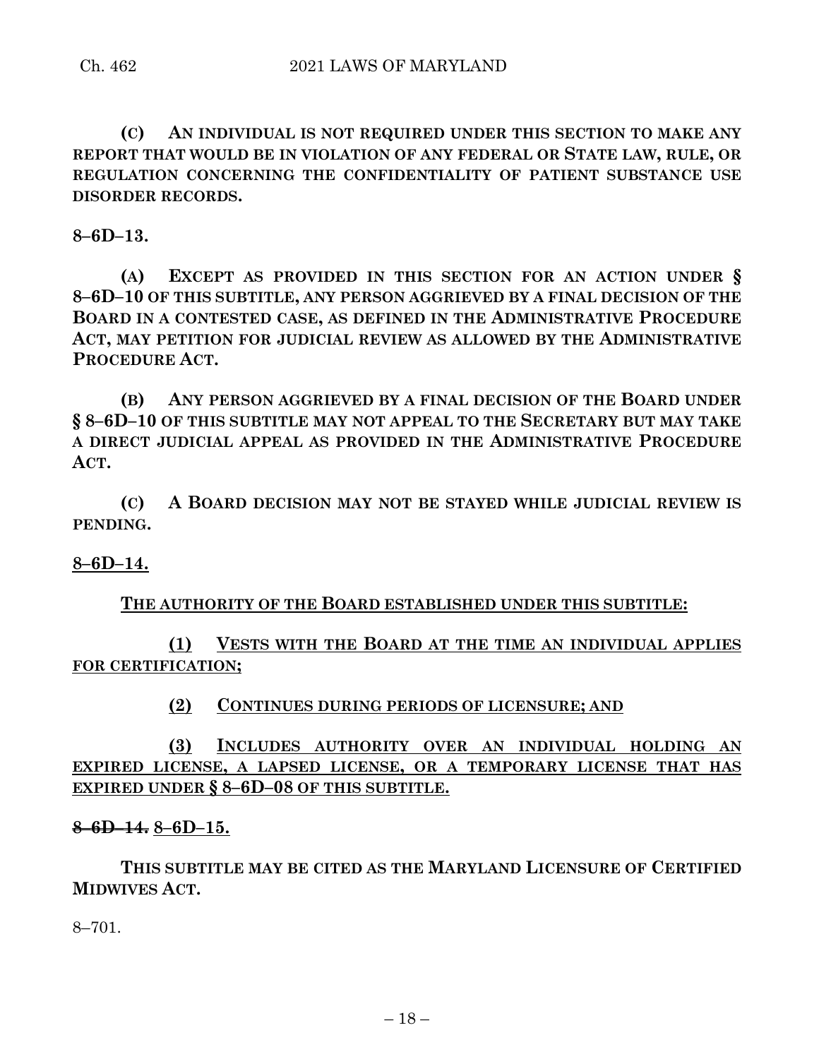**(C) AN INDIVIDUAL IS NOT REQUIRED UNDER THIS SECTION TO MAKE ANY REPORT THAT WOULD BE IN VIOLATION OF ANY FEDERAL OR STATE LAW, RULE, OR REGULATION CONCERNING THE CONFIDENTIALITY OF PATIENT SUBSTANCE USE DISORDER RECORDS.**

**8–6D–13.**

**(A) EXCEPT AS PROVIDED IN THIS SECTION FOR AN ACTION UNDER § 8–6D–10 OF THIS SUBTITLE, ANY PERSON AGGRIEVED BY A FINAL DECISION OF THE BOARD IN A CONTESTED CASE, AS DEFINED IN THE ADMINISTRATIVE PROCEDURE ACT, MAY PETITION FOR JUDICIAL REVIEW AS ALLOWED BY THE ADMINISTRATIVE PROCEDURE ACT.**

**(B) ANY PERSON AGGRIEVED BY A FINAL DECISION OF THE BOARD UNDER § 8–6D–10 OF THIS SUBTITLE MAY NOT APPEAL TO THE SECRETARY BUT MAY TAKE A DIRECT JUDICIAL APPEAL AS PROVIDED IN THE ADMINISTRATIVE PROCEDURE ACT.**

**(C) A BOARD DECISION MAY NOT BE STAYED WHILE JUDICIAL REVIEW IS PENDING.**

**8–6D–14.**

**THE AUTHORITY OF THE BOARD ESTABLISHED UNDER THIS SUBTITLE:**

**(1) VESTS WITH THE BOARD AT THE TIME AN INDIVIDUAL APPLIES FOR CERTIFICATION;**

**(2) CONTINUES DURING PERIODS OF LICENSURE; AND**

**(3) INCLUDES AUTHORITY OVER AN INDIVIDUAL HOLDING AN EXPIRED LICENSE, A LAPSED LICENSE, OR A TEMPORARY LICENSE THAT HAS EXPIRED UNDER § 8–6D–08 OF THIS SUBTITLE.**

**~~8–6D–14.~~ 8–6D–15.**

**THIS SUBTITLE MAY BE CITED AS THE MARYLAND LICENSURE OF CERTIFIED MIDWIVES ACT.**

8–701.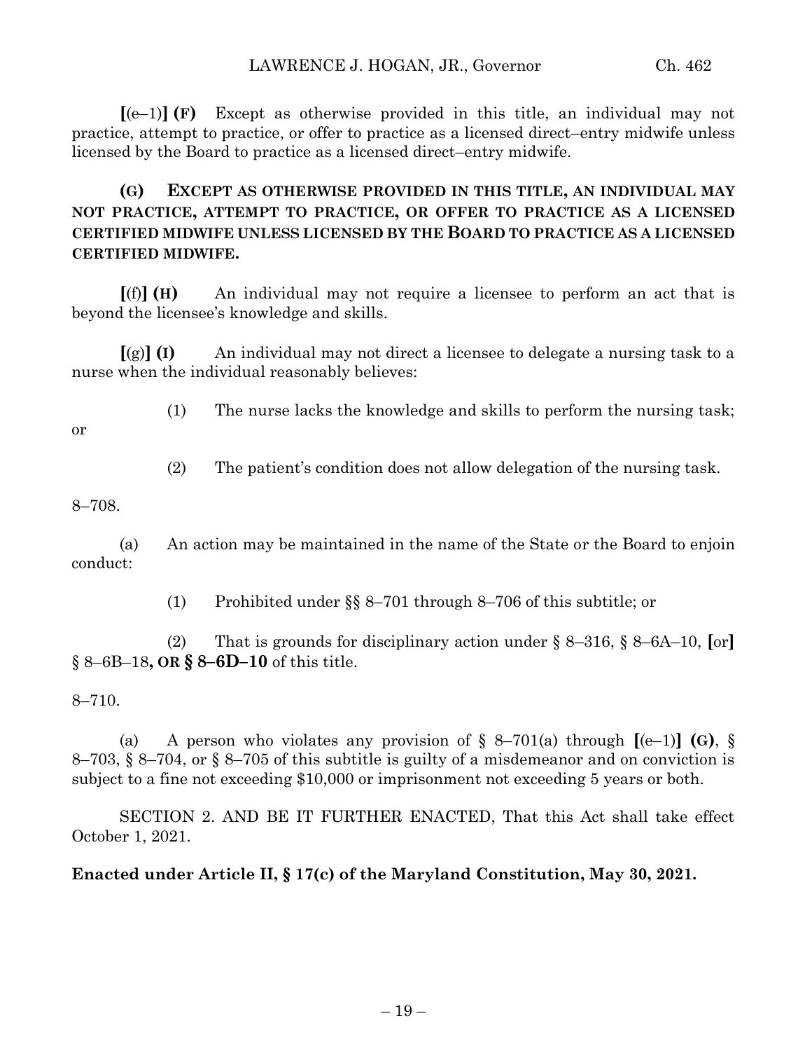**[**(e–1)**] (F)** Except as otherwise provided in this title, an individual may not practice, attempt to practice, or offer to practice as a licensed direct–entry midwife unless licensed by the Board to practice as a licensed direct–entry midwife.

**(G) EXCEPT AS OTHERWISE PROVIDED IN THIS TITLE, AN INDIVIDUAL MAY NOT PRACTICE, ATTEMPT TO PRACTICE, OR OFFER TO PRACTICE AS A LICENSED CERTIFIED MIDWIFE UNLESS LICENSED BY THE BOARD TO PRACTICE AS A LICENSED CERTIFIED MIDWIFE.**

**[**(f)**] (H)** An individual may not require a licensee to perform an act that is beyond the licensee's knowledge and skills.

**[**(g)**] (I)** An individual may not direct a licensee to delegate a nursing task to a nurse when the individual reasonably believes:

(1) The nurse lacks the knowledge and skills to perform the nursing task; or

(2) The patient's condition does not allow delegation of the nursing task.

8–708.

(a) An action may be maintained in the name of the State or the Board to enjoin conduct:

(1) Prohibited under §§ 8–701 through 8–706 of this subtitle; or

(2) That is grounds for disciplinary action under § 8–316, § 8–6A–10, **[**or**]** § 8–6B–18**, OR § 8–6D–10** of this title.

8–710.

(a) A person who violates any provision of § 8–701(a) through **[**(e–1)**] (G)**, § 8–703, § 8–704, or § 8–705 of this subtitle is guilty of a misdemeanor and on conviction is subject to a fine not exceeding $10,000 or imprisonment not exceeding 5 years or both.

SECTION 2. AND BE IT FURTHER ENACTED, That this Act shall take effect October 1, 2021.

**Enacted under Article II, § 17(c) of the Maryland Constitution, May 30, 2021.**